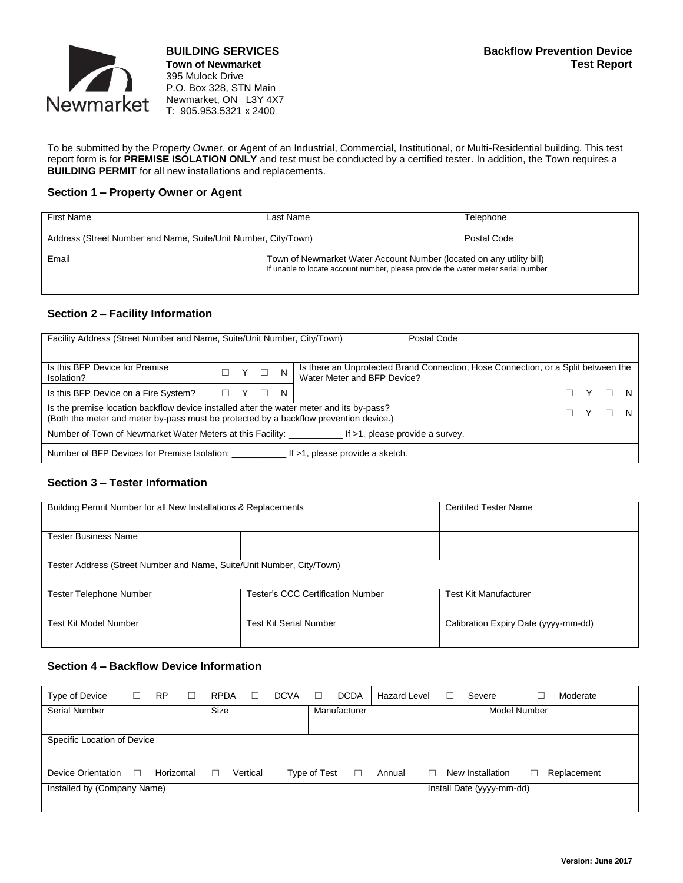**BUILDING SERVICES**
**Town of Newmarket**
395 Mulock Drive
P.O. Box 328, STN Main
Newmarket, ON L3Y 4X7
T: 905.953.5321 x 2400

**Backflow Prevention Device Test Report**

To be submitted by the Property Owner, or Agent of an Industrial, Commercial, Institutional, or Multi-Residential building. This test report form is for **PREMISE ISOLATION ONLY** and test must be conducted by a certified tester. In addition, the Town requires a **BUILDING PERMIT** for all new installations and replacements.

### Section 1 – Property Owner or Agent

| First Name | Last Name | Telephone |
|---|---|---|
| Address (Street Number and Name, Suite/Unit Number, City/Town) | | Postal Code |
| Email | Town of Newmarket Water Account Number (located on any utility bill) If unable to locate account number, please provide the water meter serial number | |

### Section 2 – Facility Information

| Facility Address (Street Number and Name, Suite/Unit Number, City/Town) | | Postal Code |
|---|---|---|
| Is this BFP Device for Premise Isolation? | ☐ Y ☐ N | Is there an Unprotected Brand Connection, Hose Connection, or a Split between the Water Meter and BFP Device? |
| Is this BFP Device on a Fire System? | ☐ Y ☐ N | ☐ Y ☐ N |
| Is the premise location backflow device installed after the water meter and its by-pass? (Both the meter and meter by-pass must be protected by a backflow prevention device.) | | ☐ Y ☐ N |
| Number of Town of Newmarket Water Meters at this Facility: ___________ If >1, please provide a survey. | | |
| Number of BFP Devices for Premise Isolation: ___________ If >1, please provide a sketch. | | |

### Section 3 – Tester Information

| Building Permit Number for all New Installations & Replacements | | Ceritifed Tester Name |
|---|---|---|
| Tester Business Name | | |
| Tester Address (Street Number and Name, Suite/Unit Number, City/Town) | | |
| Tester Telephone Number | Tester's CCC Certification Number | Test Kit Manufacturer |
| Test Kit Model Number | Test Kit Serial Number | Calibration Expiry Date (yyyy-mm-dd) |

### Section 4 – Backflow Device Information

| Type of Device ☐ RP ☐ RPDA ☐ DCVA ☐ DCDA | | Hazard Level ☐ Severe ☐ Moderate | |
|---|---|---|---|
| Serial Number | Size | Manufacturer | Model Number |
| Specific Location of Device | | | |
| Device Orientation ☐ Horizontal ☐ Vertical | Type of Test ☐ Annual ☐ New Installation ☐ Replacement | | |
| Installed by (Company Name) | | Install Date (yyyy-mm-dd) | |

Version: June 2017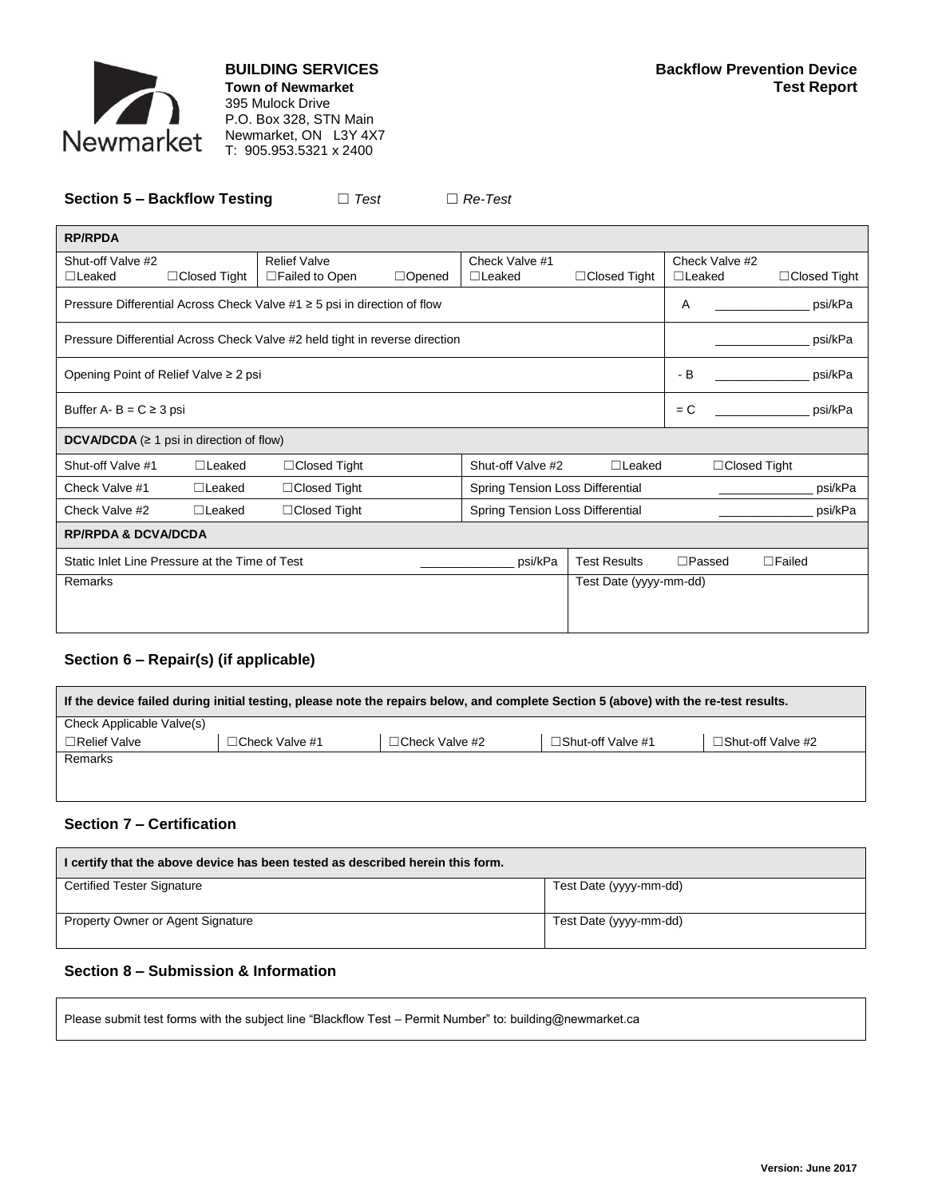**BUILDING SERVICES**
**Town of Newmarket**
395 Mulock Drive
P.O. Box 328, STN Main
Newmarket, ON L3Y 4X7
T: 905.953.5321 x 2400

**Backflow Prevention Device Test Report**

## Section 5 – Backflow Testing

☐ *Test* ☐ *Re-Test*

| | | | |
|---|---|---|---|
| **RP/RPDA** | | | |
| Shut-off Valve #2 ☐Leaked ☐Closed Tight | Relief Valve ☐Failed to Open ☐Opened | Check Valve #1 ☐Leaked ☐Closed Tight | Check Valve #2 ☐Leaked ☐Closed Tight |
| Pressure Differential Across Check Valve #1 ≥ 5 psi in direction of flow | | | A ______________ psi/kPa |
| Pressure Differential Across Check Valve #2 held tight in reverse direction | | | ______________ psi/kPa |
| Opening Point of Relief Valve ≥ 2 psi | | | - B ______________ psi/kPa |
| Buffer A- B = C ≥ 3 psi | | | = C ______________ psi/kPa |

| | |
|---|---|
| **DCVA/DCDA** (≥ 1 psi in direction of flow) | |
| Shut-off Valve #1 ☐Leaked ☐Closed Tight | Shut-off Valve #2 ☐Leaked ☐Closed Tight |
| Check Valve #1 ☐Leaked ☐Closed Tight | Spring Tension Loss Differential ______________ psi/kPa |
| Check Valve #2 ☐Leaked ☐Closed Tight | Spring Tension Loss Differential ______________ psi/kPa |

| | |
|---|---|
| **RP/RPDA & DCVA/DCDA** | |
| Static Inlet Line Pressure at the Time of Test ______________ psi/kPa | Test Results ☐Passed ☐Failed |
| Remarks | Test Date (yyyy-mm-dd) |

## Section 6 – Repair(s) (if applicable)

| | | | | |
|---|---|---|---|---|
| **If the device failed during initial testing, please note the repairs below, and complete Section 5 (above) with the re-test results.** | | | | |
| Check Applicable Valve(s) | | | | |
| ☐Relief Valve | ☐Check Valve #1 | ☐Check Valve #2 | ☐Shut-off Valve #1 | ☐Shut-off Valve #2 |
| Remarks | | | | |

## Section 7 – Certification

| | |
|---|---|
| **I certify that the above device has been tested as described herein this form.** | |
| Certified Tester Signature | Test Date (yyyy-mm-dd) |
| Property Owner or Agent Signature | Test Date (yyyy-mm-dd) |

## Section 8 – Submission & Information

Please submit test forms with the subject line "Blackflow Test – Permit Number" to: building@newmarket.ca

**Version: June 2017**